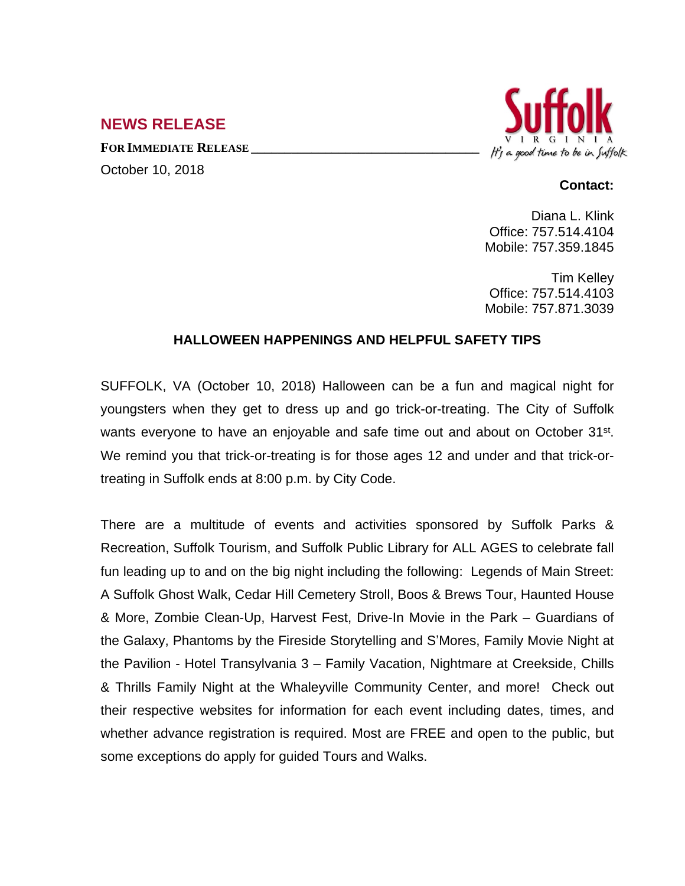## NEWS RELEASE

**FOR IMMEDIATE RELEASE**

October 10, 2018

Suffolk VIRGINIA
*It's a good time to be in Suffolk*

**Contact:**

Diana L. Klink
Office: 757.514.4104
Mobile: 757.359.1845

Tim Kelley
Office: 757.514.4103
Mobile: 757.871.3039

### HALLOWEEN HAPPENINGS AND HELPFUL SAFETY TIPS

SUFFOLK, VA (October 10, 2018) Halloween can be a fun and magical night for youngsters when they get to dress up and go trick-or-treating. The City of Suffolk wants everyone to have an enjoyable and safe time out and about on October 31st. We remind you that trick-or-treating is for those ages 12 and under and that trick-or-treating in Suffolk ends at 8:00 p.m. by City Code.

There are a multitude of events and activities sponsored by Suffolk Parks & Recreation, Suffolk Tourism, and Suffolk Public Library for ALL AGES to celebrate fall fun leading up to and on the big night including the following: Legends of Main Street: A Suffolk Ghost Walk, Cedar Hill Cemetery Stroll, Boos & Brews Tour, Haunted House & More, Zombie Clean-Up, Harvest Fest, Drive-In Movie in the Park – Guardians of the Galaxy, Phantoms by the Fireside Storytelling and S'Mores, Family Movie Night at the Pavilion - Hotel Transylvania 3 – Family Vacation, Nightmare at Creekside, Chills & Thrills Family Night at the Whaleyville Community Center, and more! Check out their respective websites for information for each event including dates, times, and whether advance registration is required. Most are FREE and open to the public, but some exceptions do apply for guided Tours and Walks.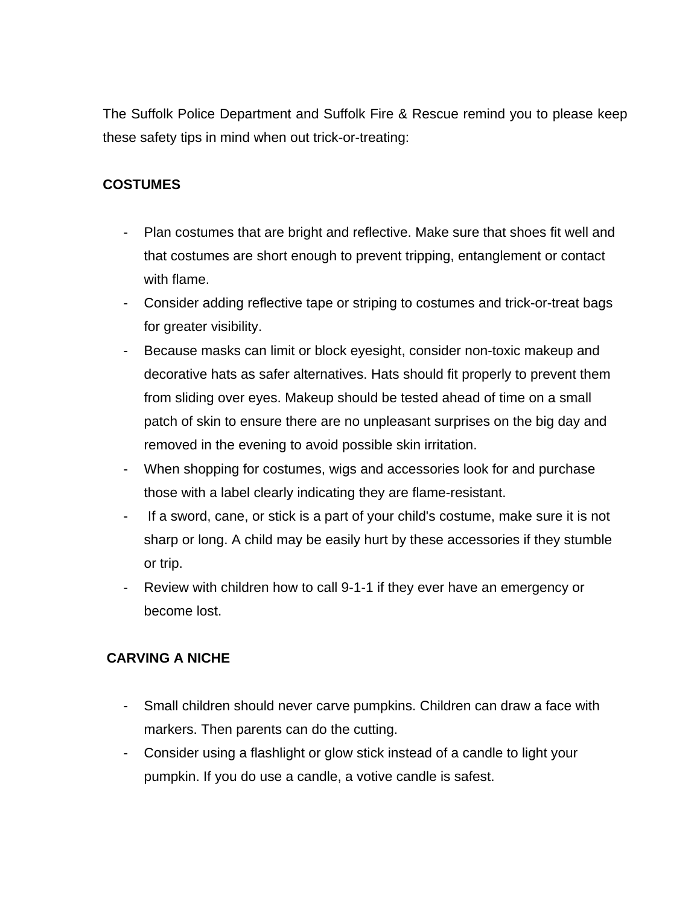The Suffolk Police Department and Suffolk Fire & Rescue remind you to please keep these safety tips in mind when out trick-or-treating:

**COSTUMES**

- Plan costumes that are bright and reflective. Make sure that shoes fit well and that costumes are short enough to prevent tripping, entanglement or contact with flame.
- Consider adding reflective tape or striping to costumes and trick-or-treat bags for greater visibility.
- Because masks can limit or block eyesight, consider non-toxic makeup and decorative hats as safer alternatives. Hats should fit properly to prevent them from sliding over eyes. Makeup should be tested ahead of time on a small patch of skin to ensure there are no unpleasant surprises on the big day and removed in the evening to avoid possible skin irritation.
- When shopping for costumes, wigs and accessories look for and purchase those with a label clearly indicating they are flame-resistant.
- If a sword, cane, or stick is a part of your child's costume, make sure it is not sharp or long. A child may be easily hurt by these accessories if they stumble or trip.
- Review with children how to call 9-1-1 if they ever have an emergency or become lost.

**CARVING A NICHE**

- Small children should never carve pumpkins. Children can draw a face with markers. Then parents can do the cutting.
- Consider using a flashlight or glow stick instead of a candle to light your pumpkin. If you do use a candle, a votive candle is safest.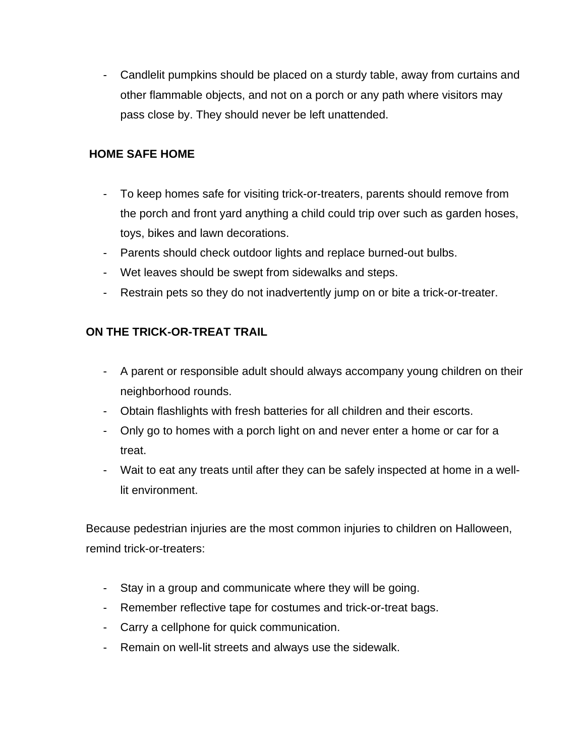- Candlelit pumpkins should be placed on a sturdy table, away from curtains and other flammable objects, and not on a porch or any path where visitors may pass close by. They should never be left unattended.

**HOME SAFE HOME**

- To keep homes safe for visiting trick-or-treaters, parents should remove from the porch and front yard anything a child could trip over such as garden hoses, toys, bikes and lawn decorations.
- Parents should check outdoor lights and replace burned-out bulbs.
- Wet leaves should be swept from sidewalks and steps.
- Restrain pets so they do not inadvertently jump on or bite a trick-or-treater.

**ON THE TRICK-OR-TREAT TRAIL**

- A parent or responsible adult should always accompany young children on their neighborhood rounds.
- Obtain flashlights with fresh batteries for all children and their escorts.
- Only go to homes with a porch light on and never enter a home or car for a treat.
- Wait to eat any treats until after they can be safely inspected at home in a well-lit environment.

Because pedestrian injuries are the most common injuries to children on Halloween, remind trick-or-treaters:

- Stay in a group and communicate where they will be going.
- Remember reflective tape for costumes and trick-or-treat bags.
- Carry a cellphone for quick communication.
- Remain on well-lit streets and always use the sidewalk.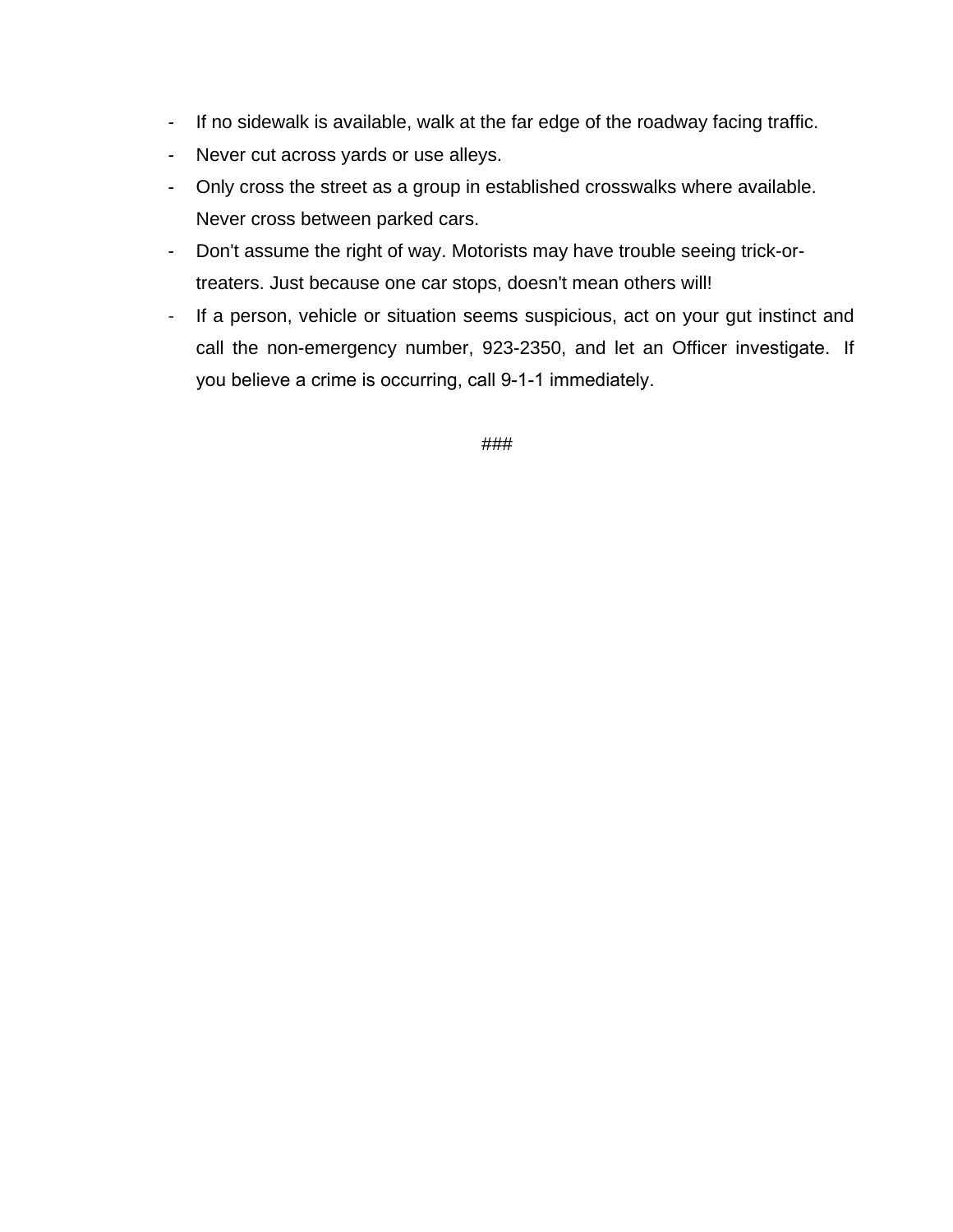- If no sidewalk is available, walk at the far edge of the roadway facing traffic.
- Never cut across yards or use alleys.
- Only cross the street as a group in established crosswalks where available. Never cross between parked cars.
- Don't assume the right of way. Motorists may have trouble seeing trick-or-treaters. Just because one car stops, doesn't mean others will!
- If a person, vehicle or situation seems suspicious, act on your gut instinct and call the non-emergency number, 923-2350, and let an Officer investigate. If you believe a crime is occurring, call 9-1-1 immediately.

###